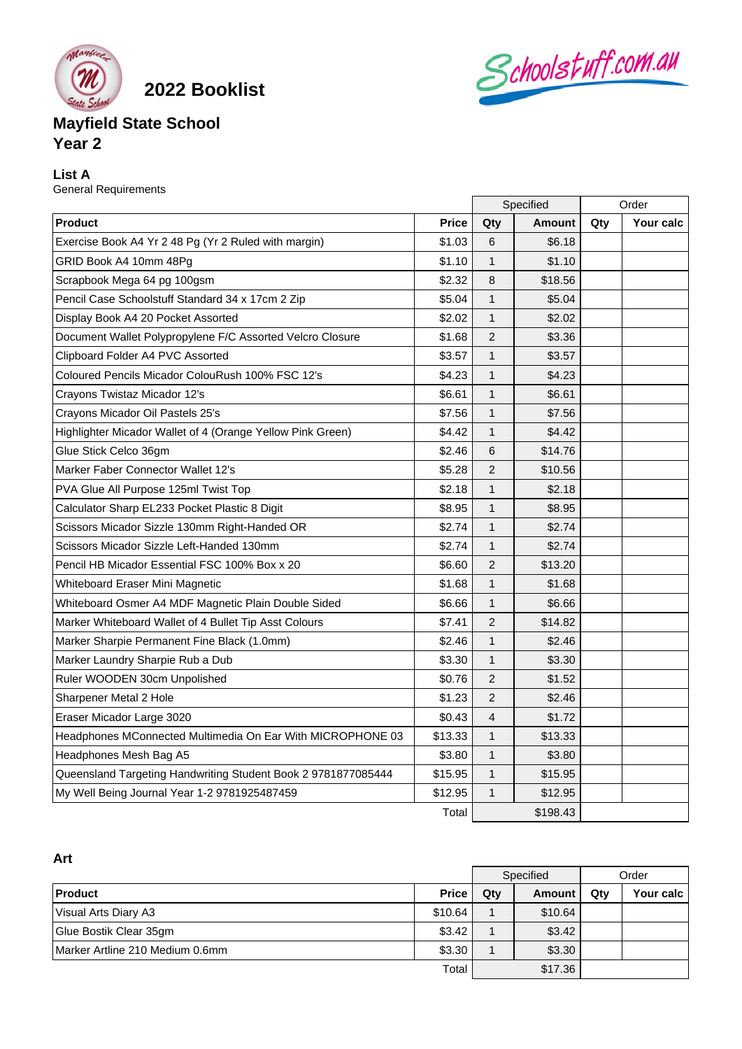# 2022 Booklist

Schoolstuff.com.au

## Mayfield State School
## Year 2

### List A
General Requirements

| Product | Price | Specified Qty | Specified Amount | Order Qty | Order Your calc |
|---|---|---|---|---|---|
| Exercise Book A4 Yr 2 48 Pg (Yr 2 Ruled with margin) | $1.03 | 6 | $6.18 | | |
| GRID Book A4 10mm 48Pg | $1.10 | 1 | $1.10 | | |
| Scrapbook Mega 64 pg 100gsm | $2.32 | 8 | $18.56 | | |
| Pencil Case Schoolstuff Standard 34 x 17cm 2 Zip | $5.04 | 1 | $5.04 | | |
| Display Book A4 20 Pocket Assorted | $2.02 | 1 | $2.02 | | |
| Document Wallet Polypropylene F/C Assorted Velcro Closure | $1.68 | 2 | $3.36 | | |
| Clipboard Folder A4 PVC Assorted | $3.57 | 1 | $3.57 | | |
| Coloured Pencils Micador ColouRush 100% FSC 12's | $4.23 | 1 | $4.23 | | |
| Crayons Twistaz Micador 12's | $6.61 | 1 | $6.61 | | |
| Crayons Micador Oil Pastels 25's | $7.56 | 1 | $7.56 | | |
| Highlighter Micador Wallet of 4 (Orange Yellow Pink Green) | $4.42 | 1 | $4.42 | | |
| Glue Stick Celco 36gm | $2.46 | 6 | $14.76 | | |
| Marker Faber Connector Wallet 12's | $5.28 | 2 | $10.56 | | |
| PVA Glue All Purpose 125ml Twist Top | $2.18 | 1 | $2.18 | | |
| Calculator Sharp EL233 Pocket Plastic 8 Digit | $8.95 | 1 | $8.95 | | |
| Scissors Micador Sizzle 130mm Right-Handed OR | $2.74 | 1 | $2.74 | | |
| Scissors Micador Sizzle Left-Handed 130mm | $2.74 | 1 | $2.74 | | |
| Pencil HB Micador Essential FSC 100% Box x 20 | $6.60 | 2 | $13.20 | | |
| Whiteboard Eraser Mini Magnetic | $1.68 | 1 | $1.68 | | |
| Whiteboard Osmer A4 MDF Magnetic Plain Double Sided | $6.66 | 1 | $6.66 | | |
| Marker Whiteboard Wallet of 4 Bullet Tip Asst Colours | $7.41 | 2 | $14.82 | | |
| Marker Sharpie Permanent Fine Black (1.0mm) | $2.46 | 1 | $2.46 | | |
| Marker Laundry Sharpie Rub a Dub | $3.30 | 1 | $3.30 | | |
| Ruler WOODEN 30cm Unpolished | $0.76 | 2 | $1.52 | | |
| Sharpener Metal 2 Hole | $1.23 | 2 | $2.46 | | |
| Eraser Micador Large 3020 | $0.43 | 4 | $1.72 | | |
| Headphones MConnected Multimedia On Ear With MICROPHONE 03 | $13.33 | 1 | $13.33 | | |
| Headphones Mesh Bag A5 | $3.80 | 1 | $3.80 | | |
| Queensland Targeting Handwriting Student Book 2 9781877085444 | $15.95 | 1 | $15.95 | | |
| My Well Being Journal Year 1-2 9781925487459 | $12.95 | 1 | $12.95 | | |
| | Total | | $198.43 | | |

### Art

| Product | Price | Specified Qty | Specified Amount | Order Qty | Order Your calc |
|---|---|---|---|---|---|
| Visual Arts Diary A3 | $10.64 | 1 | $10.64 | | |
| Glue Bostik Clear 35gm | $3.42 | 1 | $3.42 | | |
| Marker Artline 210 Medium 0.6mm | $3.30 | 1 | $3.30 | | |
| | Total | | $17.36 | | |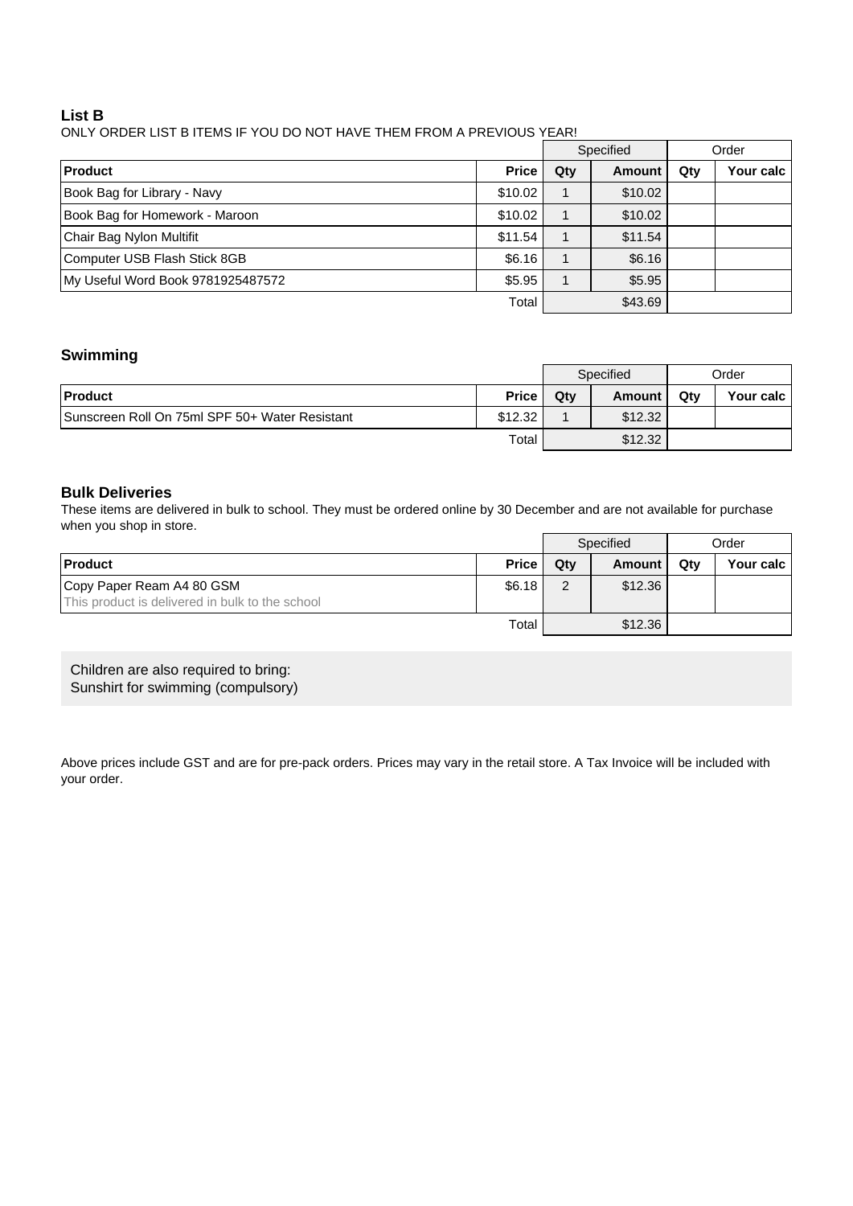**List B**

ONLY ORDER LIST B ITEMS IF YOU DO NOT HAVE THEM FROM A PREVIOUS YEAR!

| | | Specified | | Order | |
|---|---|---|---|---|---|
| **Product** | **Price** | **Qty** | **Amount** | **Qty** | **Your calc** |
| Book Bag for Library - Navy | $10.02 | 1 | $10.02 | | |
| Book Bag for Homework - Maroon | $10.02 | 1 | $10.02 | | |
| Chair Bag Nylon Multifit | $11.54 | 1 | $11.54 | | |
| Computer USB Flash Stick 8GB | $6.16 | 1 | $6.16 | | |
| My Useful Word Book 9781925487572 | $5.95 | 1 | $5.95 | | |
| | Total | | $43.69 | | |

**Swimming**

| | | Specified | | Order | |
|---|---|---|---|---|---|
| **Product** | **Price** | **Qty** | **Amount** | **Qty** | **Your calc** |
| Sunscreen Roll On 75ml SPF 50+ Water Resistant | $12.32 | 1 | $12.32 | | |
| | Total | | $12.32 | | |

**Bulk Deliveries**

These items are delivered in bulk to school. They must be ordered online by 30 December and are not available for purchase when you shop in store.

| | | Specified | | Order | |
|---|---|---|---|---|---|
| **Product** | **Price** | **Qty** | **Amount** | **Qty** | **Your calc** |
| Copy Paper Ream A4 80 GSM<br>This product is delivered in bulk to the school | $6.18 | 2 | $12.36 | | |
| | Total | | $12.36 | | |

Children are also required to bring:
Sunshirt for swimming (compulsory)

Above prices include GST and are for pre-pack orders. Prices may vary in the retail store. A Tax Invoice will be included with your order.